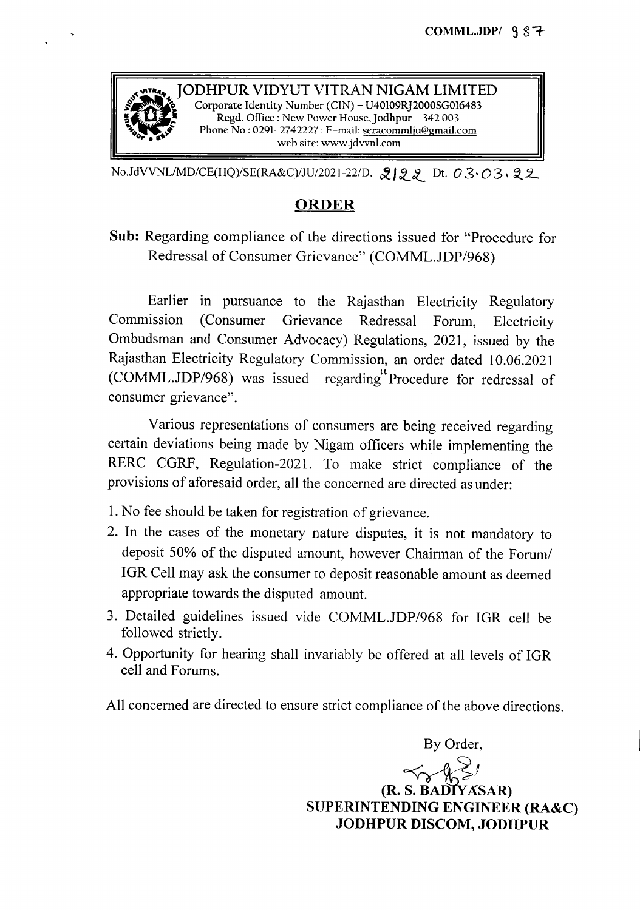COMML.JDP/ 987

**JODHPUR VIDYUT VITRAN NIGAM LIMITED**
Corporate Identity Number (CIN) – U40109RJ2000SG016483
Regd. Office : New Power House, Jodhpur – 342 003
Phone No : 0291-2742227 : E-mail: seracommlju@gmail.com
web site: www.jdvvnl.com

No.JdVVNL/MD/CE(HQ)/SE(RA&C)/JU/2021-22/D. 2122 Dt. 03.03.22

## ORDER

**Sub:** Regarding compliance of the directions issued for "Procedure for Redressal of Consumer Grievance" (COMML.JDP/968).

Earlier in pursuance to the Rajasthan Electricity Regulatory Commission (Consumer Grievance Redressal Forum, Electricity Ombudsman and Consumer Advocacy) Regulations, 2021, issued by the Rajasthan Electricity Regulatory Commission, an order dated 10.06.2021 (COMML.JDP/968) was issued regarding "Procedure for redressal of consumer grievance".

Various representations of consumers are being received regarding certain deviations being made by Nigam officers while implementing the RERC CGRF, Regulation-2021. To make strict compliance of the provisions of aforesaid order, all the concerned are directed as under:

1. No fee should be taken for registration of grievance.
2. In the cases of the monetary nature disputes, it is not mandatory to deposit 50% of the disputed amount, however Chairman of the Forum/ IGR Cell may ask the consumer to deposit reasonable amount as deemed appropriate towards the disputed amount.
3. Detailed guidelines issued vide COMML.JDP/968 for IGR cell be followed strictly.
4. Opportunity for hearing shall invariably be offered at all levels of IGR cell and Forums.

All concerned are directed to ensure strict compliance of the above directions.

By Order,

**(R. S. BADIYASAR)**
**SUPERINTENDING ENGINEER (RA&C)**
**JODHPUR DISCOM, JODHPUR**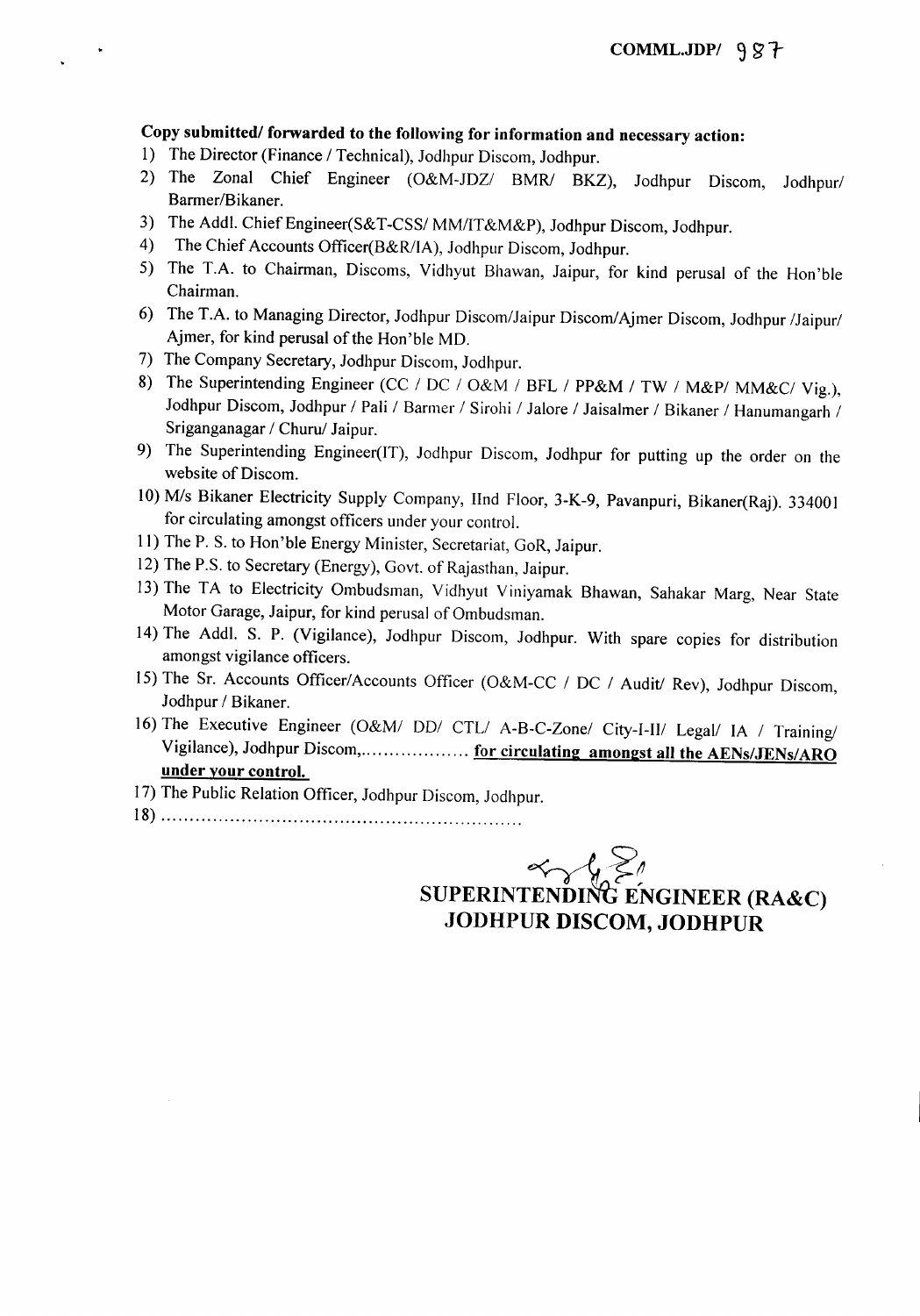COMML.JDP/ 987

**Copy submitted/ forwarded to the following for information and necessary action:**

1) The Director (Finance / Technical), Jodhpur Discom, Jodhpur.
2) The Zonal Chief Engineer (O&M-JDZ/ BMR/ BKZ), Jodhpur Discom, Jodhpur/ Barmer/Bikaner.
3) The Addl. Chief Engineer(S&T-CSS/ MM/IT&M&P), Jodhpur Discom, Jodhpur.
4) The Chief Accounts Officer(B&R/IA), Jodhpur Discom, Jodhpur.
5) The T.A. to Chairman, Discoms, Vidhyut Bhawan, Jaipur, for kind perusal of the Hon'ble Chairman.
6) The T.A. to Managing Director, Jodhpur Discom/Jaipur Discom/Ajmer Discom, Jodhpur /Jaipur/ Ajmer, for kind perusal of the Hon'ble MD.
7) The Company Secretary, Jodhpur Discom, Jodhpur.
8) The Superintending Engineer (CC / DC / O&M / BFL / PP&M / TW / M&P/ MM&C/ Vig.), Jodhpur Discom, Jodhpur / Pali / Barmer / Sirohi / Jalore / Jaisalmer / Bikaner / Hanumangarh / Sriganganagar / Churu/ Jaipur.
9) The Superintending Engineer(IT), Jodhpur Discom, Jodhpur for putting up the order on the website of Discom.
10) M/s Bikaner Electricity Supply Company, IInd Floor, 3-K-9, Pavanpuri, Bikaner(Raj). 334001 for circulating amongst officers under your control.
11) The P. S. to Hon'ble Energy Minister, Secretariat, GoR, Jaipur.
12) The P.S. to Secretary (Energy), Govt. of Rajasthan, Jaipur.
13) The TA to Electricity Ombudsman, Vidhyut Viniyamak Bhawan, Sahakar Marg, Near State Motor Garage, Jaipur, for kind perusal of Ombudsman.
14) The Addl. S. P. (Vigilance), Jodhpur Discom, Jodhpur. With spare copies for distribution amongst vigilance officers.
15) The Sr. Accounts Officer/Accounts Officer (O&M-CC / DC / Audit/ Rev), Jodhpur Discom, Jodhpur / Bikaner.
16) The Executive Engineer (O&M/ DD/ CTL/ A-B-C-Zone/ City-I-II/ Legal/ IA / Training/ Vigilance), Jodhpur Discom,.................. **<u>for circulating amongst all the AENs/JENs/ARO under your control.</u>**
17) The Public Relation Officer, Jodhpur Discom, Jodhpur.
18) ..............................................................

**SUPERINTENDING ENGINEER (RA&C)**
**JODHPUR DISCOM, JODHPUR**